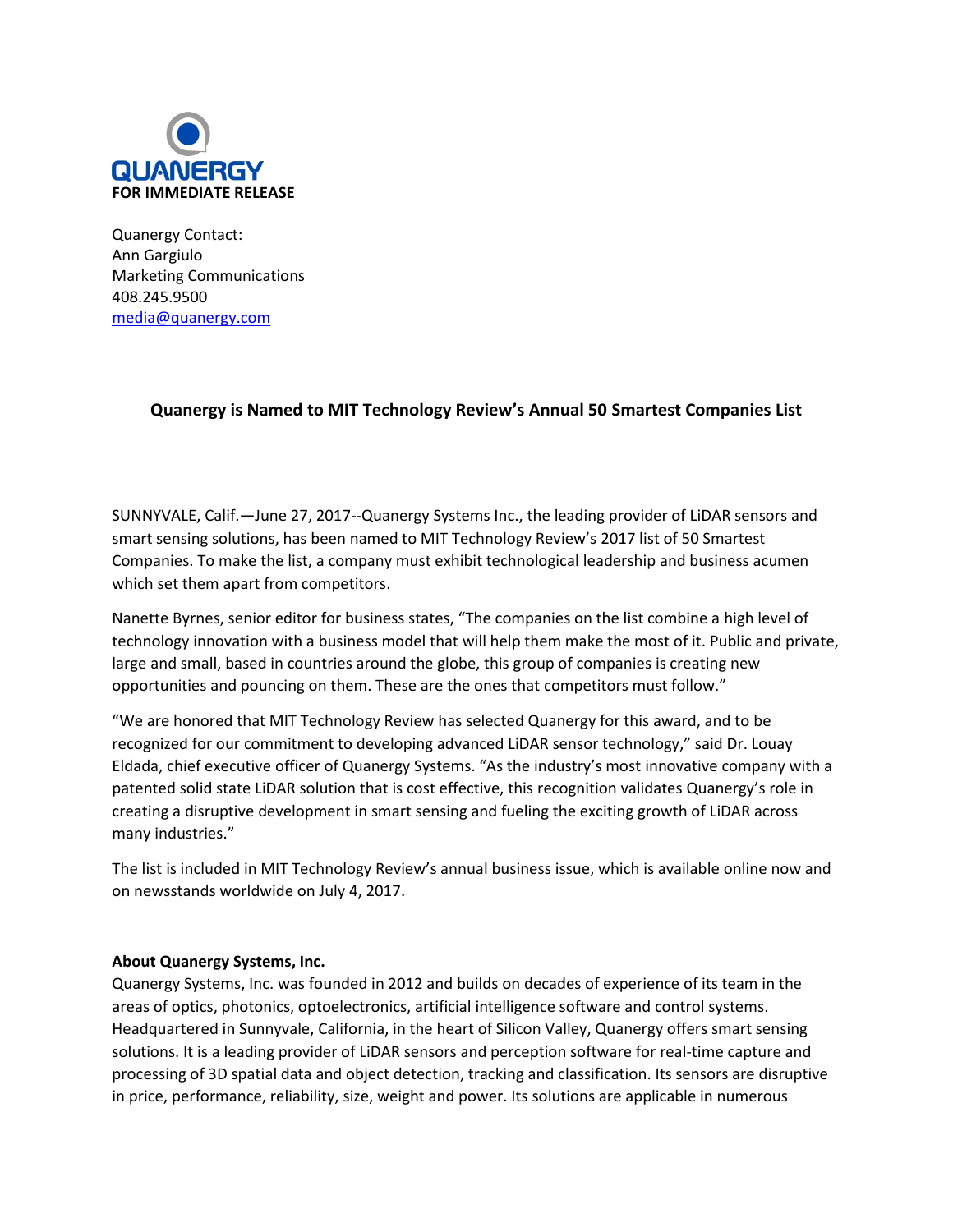QUANERGY

**FOR IMMEDIATE RELEASE**

Quanergy Contact:
Ann Gargiulo
Marketing Communications
408.245.9500
media@quanergy.com

# Quanergy is Named to MIT Technology Review's Annual 50 Smartest Companies List

SUNNYVALE, Calif.—June 27, 2017--Quanergy Systems Inc., the leading provider of LiDAR sensors and smart sensing solutions, has been named to MIT Technology Review's 2017 list of 50 Smartest Companies. To make the list, a company must exhibit technological leadership and business acumen which set them apart from competitors.

Nanette Byrnes, senior editor for business states, "The companies on the list combine a high level of technology innovation with a business model that will help them make the most of it. Public and private, large and small, based in countries around the globe, this group of companies is creating new opportunities and pouncing on them. These are the ones that competitors must follow."

"We are honored that MIT Technology Review has selected Quanergy for this award, and to be recognized for our commitment to developing advanced LiDAR sensor technology," said Dr. Louay Eldada, chief executive officer of Quanergy Systems. "As the industry's most innovative company with a patented solid state LiDAR solution that is cost effective, this recognition validates Quanergy's role in creating a disruptive development in smart sensing and fueling the exciting growth of LiDAR across many industries."

The list is included in MIT Technology Review's annual business issue, which is available online now and on newsstands worldwide on July 4, 2017.

**About Quanergy Systems, Inc.**

Quanergy Systems, Inc. was founded in 2012 and builds on decades of experience of its team in the areas of optics, photonics, optoelectronics, artificial intelligence software and control systems. Headquartered in Sunnyvale, California, in the heart of Silicon Valley, Quanergy offers smart sensing solutions. It is a leading provider of LiDAR sensors and perception software for real-time capture and processing of 3D spatial data and object detection, tracking and classification. Its sensors are disruptive in price, performance, reliability, size, weight and power. Its solutions are applicable in numerous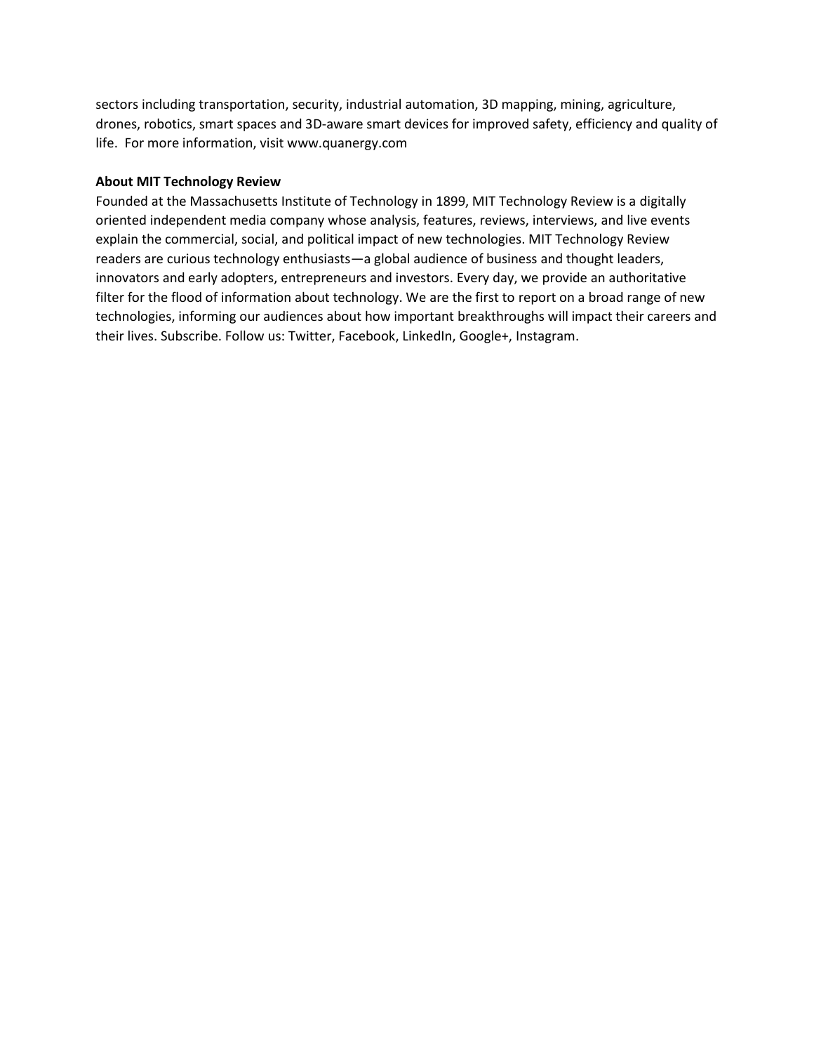sectors including transportation, security, industrial automation, 3D mapping, mining, agriculture, drones, robotics, smart spaces and 3D-aware smart devices for improved safety, efficiency and quality of life.  For more information, visit www.quanergy.com

**About MIT Technology Review**

Founded at the Massachusetts Institute of Technology in 1899, MIT Technology Review is a digitally oriented independent media company whose analysis, features, reviews, interviews, and live events explain the commercial, social, and political impact of new technologies. MIT Technology Review readers are curious technology enthusiasts—a global audience of business and thought leaders, innovators and early adopters, entrepreneurs and investors. Every day, we provide an authoritative filter for the flood of information about technology. We are the first to report on a broad range of new technologies, informing our audiences about how important breakthroughs will impact their careers and their lives. Subscribe. Follow us: Twitter, Facebook, LinkedIn, Google+, Instagram.